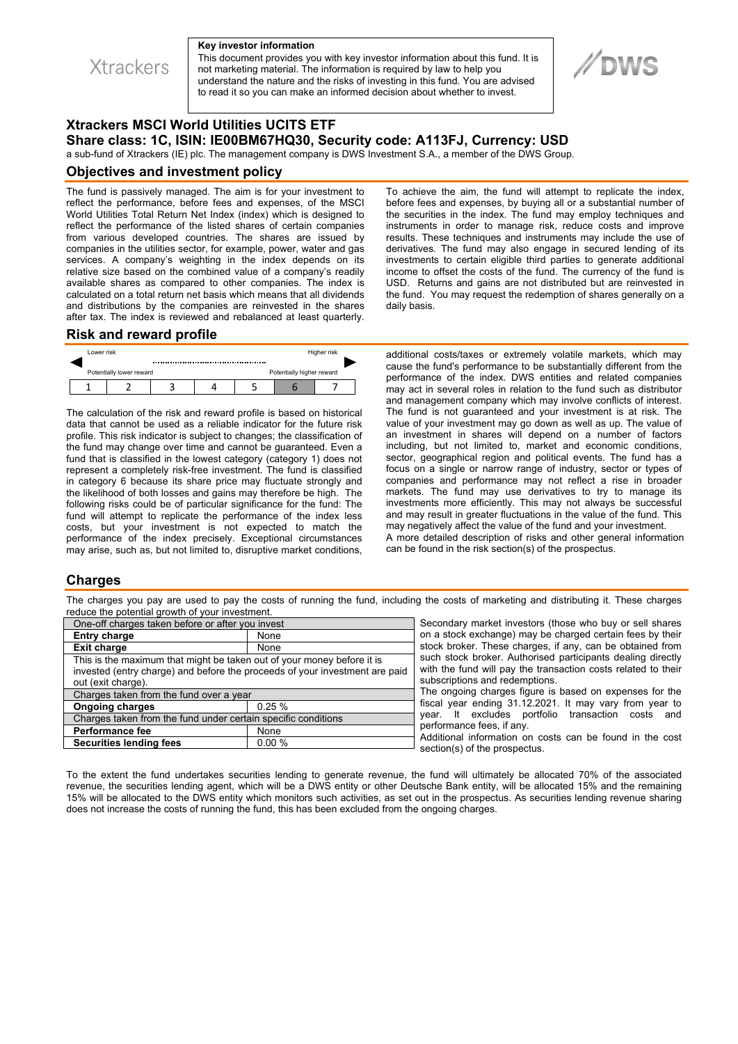Xtrackers

**Key investor information**

This document provides you with key investor information about this fund. It is not marketing material. The information is required by law to help you understand the nature and the risks of investing in this fund. You are advised to read it so you can make an informed decision about whether to invest.

DWS

# Xtrackers MSCI World Utilities UCITS ETF

## Share class: 1C, ISIN: IE00BM67HQ30, Security code: A113FJ, Currency: USD

a sub-fund of Xtrackers (IE) plc. The management company is DWS Investment S.A., a member of the DWS Group.

## Objectives and investment policy

The fund is passively managed. The aim is for your investment to reflect the performance, before fees and expenses, of the MSCI World Utilities Total Return Net Index (index) which is designed to reflect the performance of the listed shares of certain companies from various developed countries. The shares are issued by companies in the utilities sector, for example, power, water and gas services. A company's weighting in the index depends on its relative size based on the combined value of a company's readily available shares as compared to other companies. The index is calculated on a total return net basis which means that all dividends and distributions by the companies are reinvested in the shares after tax. The index is reviewed and rebalanced at least quarterly.

To achieve the aim, the fund will attempt to replicate the index, before fees and expenses, by buying all or a substantial number of the securities in the index. The fund may employ techniques and instruments in order to manage risk, reduce costs and improve results. These techniques and instruments may include the use of derivatives. The fund may also engage in secured lending of its investments to certain eligible third parties to generate additional income to offset the costs of the fund. The currency of the fund is USD. Returns and gains are not distributed but are reinvested in the fund. You may request the redemption of shares generally on a daily basis.

## Risk and reward profile

| Lower risk | | | | | | Higher risk |
|---|---|---|---|---|---|---|
| Potentially lower reward | | | | | | Potentially higher reward |
| 1 | 2 | 3 | 4 | 5 | **6** | 7 |

The calculation of the risk and reward profile is based on historical data that cannot be used as a reliable indicator for the future risk profile. This risk indicator is subject to changes; the classification of the fund may change over time and cannot be guaranteed. Even a fund that is classified in the lowest category (category 1) does not represent a completely risk-free investment. The fund is classified in category 6 because its share price may fluctuate strongly and the likelihood of both losses and gains may therefore be high. The following risks could be of particular significance for the fund: The fund will attempt to replicate the performance of the index less costs, but your investment is not expected to match the performance of the index precisely. Exceptional circumstances may arise, such as, but not limited to, disruptive market conditions, additional costs/taxes or extremely volatile markets, which may cause the fund's performance to be substantially different from the performance of the index. DWS entities and related companies may act in several roles in relation to the fund such as distributor and management company which may involve conflicts of interest. The fund is not guaranteed and your investment is at risk. The value of your investment may go down as well as up. The value of an investment in shares will depend on a number of factors including, but not limited to, market and economic conditions, sector, geographical region and political events. The fund has a focus on a single or narrow range of industry, sector or types of companies and performance may not reflect a rise in broader markets. The fund may use derivatives to try to manage its investments more efficiently. This may not always be successful and may result in greater fluctuations in the value of the fund. This may negatively affect the value of the fund and your investment.

A more detailed description of risks and other general information can be found in the risk section(s) of the prospectus.

## Charges

The charges you pay are used to pay the costs of running the fund, including the costs of marketing and distributing it. These charges reduce the potential growth of your investment.

| One-off charges taken before or after you invest | |
|---|---|
| **Entry charge** | None |
| **Exit charge** | None |
| This is the maximum that might be taken out of your money before it is invested (entry charge) and before the proceeds of your investment are paid out (exit charge). | |
| Charges taken from the fund over a year | |
| **Ongoing charges** | 0.25 % |
| Charges taken from the fund under certain specific conditions | |
| **Performance fee** | None |
| **Securities lending fees** | 0.00 % |

Secondary market investors (those who buy or sell shares on a stock exchange) may be charged certain fees by their stock broker. These charges, if any, can be obtained from such stock broker. Authorised participants dealing directly with the fund will pay the transaction costs related to their subscriptions and redemptions.

The ongoing charges figure is based on expenses for the fiscal year ending 31.12.2021. It may vary from year to year. It excludes portfolio transaction costs and performance fees, if any.

Additional information on costs can be found in the cost section(s) of the prospectus.

To the extent the fund undertakes securities lending to generate revenue, the fund will ultimately be allocated 70% of the associated revenue, the securities lending agent, which will be a DWS entity or other Deutsche Bank entity, will be allocated 15% and the remaining 15% will be allocated to the DWS entity which monitors such activities, as set out in the prospectus. As securities lending revenue sharing does not increase the costs of running the fund, this has been excluded from the ongoing charges.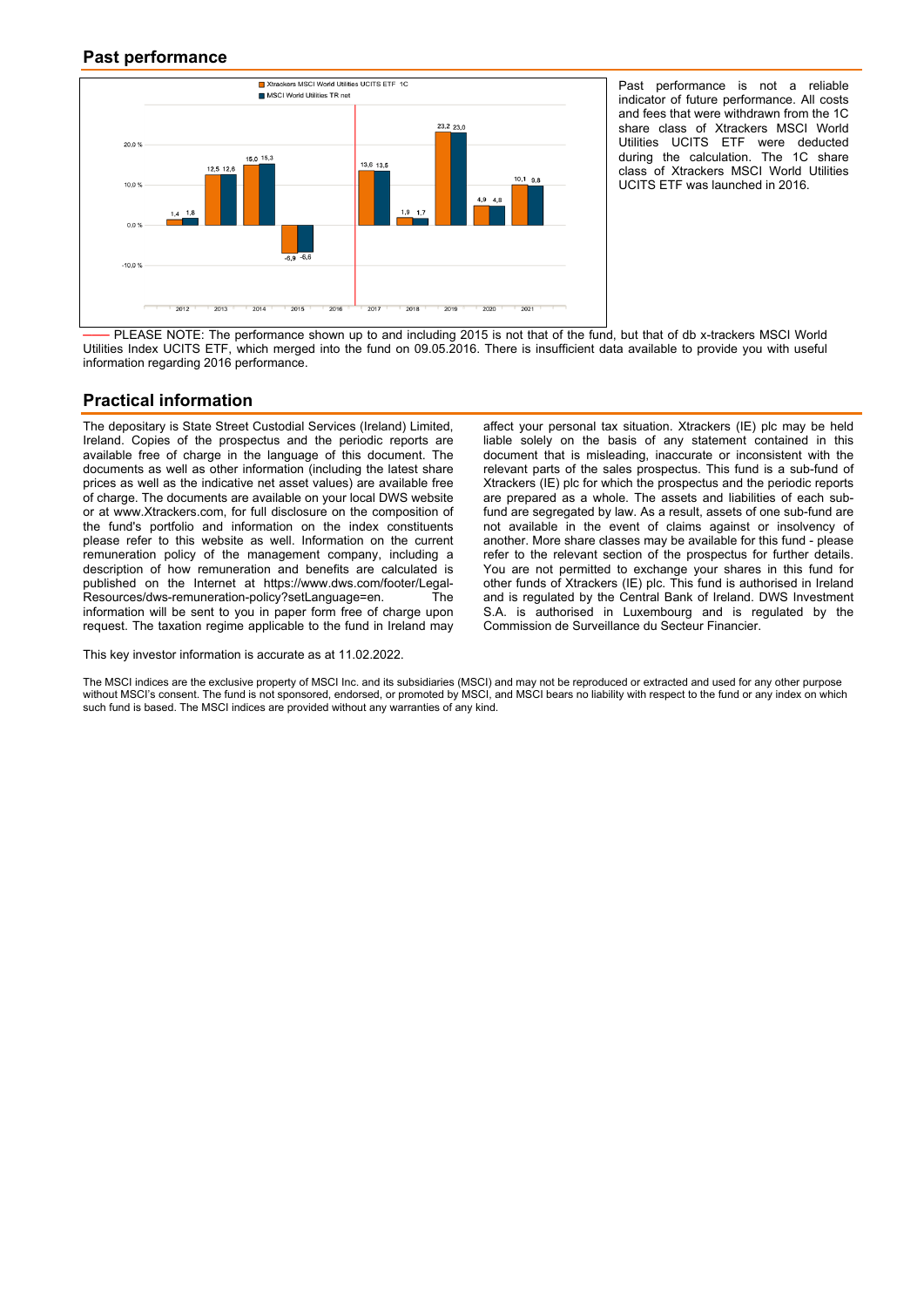## Past performance

Xtrackers MSCI World Utilities UCITS ETF 1C
MSCI World Utilities TR net

20,0 %
10,0 %
0,0 %
-10,0 %

2012: 1,4 1,8
2013: 12,5 12,6
2014: 15,0 15,3
2015: -6,9 -6,6
2016
2017: 13,6 13,5
2018: 1,9 1,7
2019: 23,2 23,0
2020: 4,9 4,8
2021: 10,1 9,8

Past performance is not a reliable indicator of future performance. All costs and fees that were withdrawn from the 1C share class of Xtrackers MSCI World Utilities UCITS ETF were deducted during the calculation. The 1C share class of Xtrackers MSCI World Utilities UCITS ETF was launched in 2016.

—— PLEASE NOTE: The performance shown up to and including 2015 is not that of the fund, but that of db x-trackers MSCI World Utilities Index UCITS ETF, which merged into the fund on 09.05.2016. There is insufficient data available to provide you with useful information regarding 2016 performance.

## Practical information

The depositary is State Street Custodial Services (Ireland) Limited, Ireland. Copies of the prospectus and the periodic reports are available free of charge in the language of this document. The documents as well as other information (including the latest share prices as well as the indicative net asset values) are available free of charge. The documents are available on your local DWS website or at www.Xtrackers.com, for full disclosure on the composition of the fund's portfolio and information on the index constituents please refer to this website as well. Information on the current remuneration policy of the management company, including a description of how remuneration and benefits are calculated is published on the Internet at https://www.dws.com/footer/Legal-Resources/dws-remuneration-policy?setLanguage=en. The information will be sent to you in paper form free of charge upon request. The taxation regime applicable to the fund in Ireland may affect your personal tax situation. Xtrackers (IE) plc may be held liable solely on the basis of any statement contained in this document that is misleading, inaccurate or inconsistent with the relevant parts of the sales prospectus. This fund is a sub-fund of Xtrackers (IE) plc for which the prospectus and the periodic reports are prepared as a whole. The assets and liabilities of each sub-fund are segregated by law. As a result, assets of one sub-fund are not available in the event of claims against or insolvency of another. More share classes may be available for this fund - please refer to the relevant section of the prospectus for further details. You are not permitted to exchange your shares in this fund for other funds of Xtrackers (IE) plc. This fund is authorised in Ireland and is regulated by the Central Bank of Ireland. DWS Investment S.A. is authorised in Luxembourg and is regulated by the Commission de Surveillance du Secteur Financier.

This key investor information is accurate as at 11.02.2022.

The MSCI indices are the exclusive property of MSCI Inc. and its subsidiaries (MSCI) and may not be reproduced or extracted and used for any other purpose without MSCI's consent. The fund is not sponsored, endorsed, or promoted by MSCI, and MSCI bears no liability with respect to the fund or any index on which such fund is based. The MSCI indices are provided without any warranties of any kind.